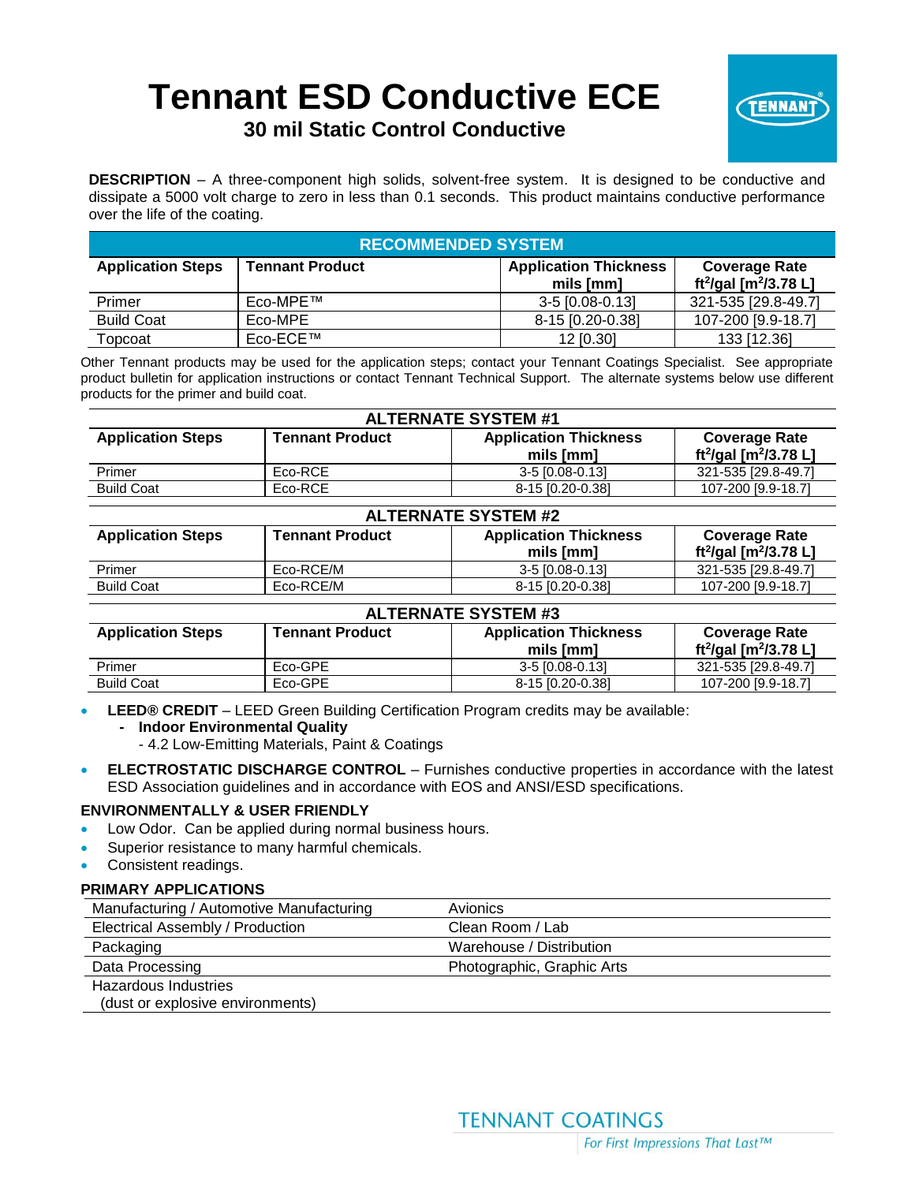# Tennant ESD Conductive ECE

## 30 mil Static Control Conductive

**DESCRIPTION** – A three-component high solids, solvent-free system. It is designed to be conductive and dissipate a 5000 volt charge to zero in less than 0.1 seconds. This product maintains conductive performance over the life of the coating.

| RECOMMENDED SYSTEM | | | |
|---|---|---|---|
| **Application Steps** | **Tennant Product** | **Application Thickness mils [mm]** | **Coverage Rate $ft^2/gal$ [$m^2/3.78$ L]** |
| Primer | Eco-MPE™ | 3-5 [0.08-0.13] | 321-535 [29.8-49.7] |
| Build Coat | Eco-MPE | 8-15 [0.20-0.38] | 107-200 [9.9-18.7] |
| Topcoat | Eco-ECE™ | 12 [0.30] | 133 [12.36] |

Other Tennant products may be used for the application steps; contact your Tennant Coatings Specialist. See appropriate product bulletin for application instructions or contact Tennant Technical Support. The alternate systems below use different products for the primer and build coat.

| ALTERNATE SYSTEM #1 | | | |
|---|---|---|---|
| **Application Steps** | **Tennant Product** | **Application Thickness mils [mm]** | **Coverage Rate $ft^2/gal$ [$m^2/3.78$ L]** |
| Primer | Eco-RCE | 3-5 [0.08-0.13] | 321-535 [29.8-49.7] |
| Build Coat | Eco-RCE | 8-15 [0.20-0.38] | 107-200 [9.9-18.7] |

| ALTERNATE SYSTEM #2 | | | |
|---|---|---|---|
| **Application Steps** | **Tennant Product** | **Application Thickness mils [mm]** | **Coverage Rate $ft^2/gal$ [$m^2/3.78$ L]** |
| Primer | Eco-RCE/M | 3-5 [0.08-0.13] | 321-535 [29.8-49.7] |
| Build Coat | Eco-RCE/M | 8-15 [0.20-0.38] | 107-200 [9.9-18.7] |

| ALTERNATE SYSTEM #3 | | | |
|---|---|---|---|
| **Application Steps** | **Tennant Product** | **Application Thickness mils [mm]** | **Coverage Rate $ft^2/gal$ [$m^2/3.78$ L]** |
| Primer | Eco-GPE | 3-5 [0.08-0.13] | 321-535 [29.8-49.7] |
| Build Coat | Eco-GPE | 8-15 [0.20-0.38] | 107-200 [9.9-18.7] |

- **LEED® CREDIT** – LEED Green Building Certification Program credits may be available:
  - **Indoor Environmental Quality**
    - 4.2 Low-Emitting Materials, Paint & Coatings
- **ELECTROSTATIC DISCHARGE CONTROL** – Furnishes conductive properties in accordance with the latest ESD Association guidelines and in accordance with EOS and ANSI/ESD specifications.

### ENVIRONMENTALLY & USER FRIENDLY

- Low Odor. Can be applied during normal business hours.
- Superior resistance to many harmful chemicals.
- Consistent readings.

### PRIMARY APPLICATIONS

| | |
|---|---|
| Manufacturing / Automotive Manufacturing | Avionics |
| Electrical Assembly / Production | Clean Room / Lab |
| Packaging | Warehouse / Distribution |
| Data Processing | Photographic, Graphic Arts |
| Hazardous Industries (dust or explosive environments) | |

TENNANT COATINGS

*For First Impressions That Last™*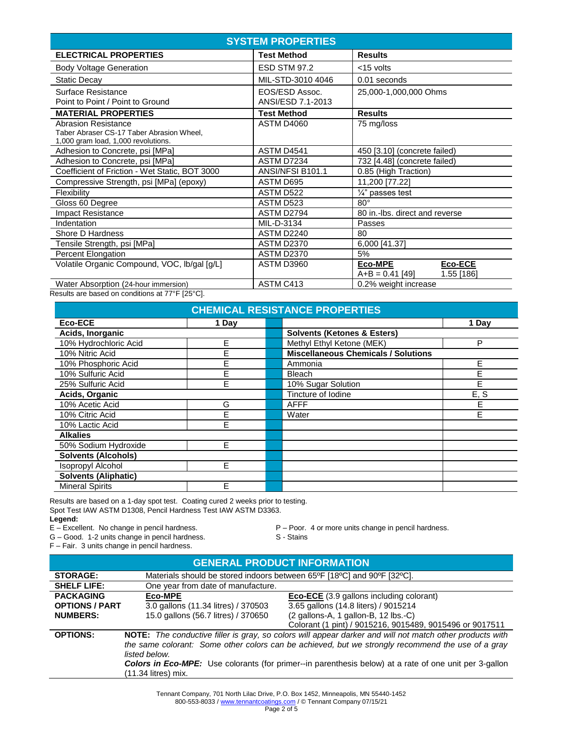## SYSTEM PROPERTIES

| ELECTRICAL PROPERTIES | Test Method | Results |
|---|---|---|
| Body Voltage Generation | ESD STM 97.2 | <15 volts |
| Static Decay | MIL-STD-3010 4046 | 0.01 seconds |
| Surface Resistance<br>Point to Point / Point to Ground | EOS/ESD Assoc.<br>ANSI/ESD 7.1-2013 | 25,000-1,000,000 Ohms |
| **MATERIAL PROPERTIES** | **Test Method** | **Results** |
| Abrasion Resistance<br>Taber Abraser CS-17 Taber Abrasion Wheel, 1,000 gram load, 1,000 revolutions. | ASTM D4060 | 75 mg/loss |
| Adhesion to Concrete, psi [MPa] | ASTM D4541 | 450 [3.10] (concrete failed) |
| Adhesion to Concrete, psi [MPa] | ASTM D7234 | 732 [4.48] (concrete failed) |
| Coefficient of Friction - Wet Static, BOT 3000 | ANSI/NFSI B101.1 | 0.85 (High Traction) |
| Compressive Strength, psi [MPa] (epoxy) | ASTM D695 | 11,200 [77.22] |
| Flexibility | ASTM D522 | ¼" passes test |
| Gloss 60 Degree | ASTM D523 | 80° |
| Impact Resistance | ASTM D2794 | 80 in.-lbs. direct and reverse |
| Indentation | MIL-D-3134 | Passes |
| Shore D Hardness | ASTM D2240 | 80 |
| Tensile Strength, psi [MPa] | ASTM D2370 | 6,000 [41.37] |
| Percent Elongation | ASTM D2370 | 5% |
| Volatile Organic Compound, VOC, lb/gal [g/L] | ASTM D3960 | **Eco-MPE** A+B = 0.41 [49]<br>**Eco-ECE** 1.55 [186] |
| Water Absorption (24-hour immersion) | ASTM C413 | 0.2% weight increase |

Results are based on conditions at 77°F [25°C].

## CHEMICAL RESISTANCE PROPERTIES

| Eco-ECE | 1 Day | | 1 Day |
|---|---|---|---|
| **Acids, Inorganic** | | **Solvents (Ketones & Esters)** | |
| 10% Hydrochloric Acid | E | Methyl Ethyl Ketone (MEK) | P |
| 10% Nitric Acid | E | **Miscellaneous Chemicals / Solutions** | |
| 10% Phosphoric Acid | E | Ammonia | E |
| 10% Sulfuric Acid | E | Bleach | E |
| 25% Sulfuric Acid | E | 10% Sugar Solution | E |
| **Acids, Organic** | | Tincture of Iodine | E, S |
| 10% Acetic Acid | G | AFFF | E |
| 10% Citric Acid | E | Water | E |
| 10% Lactic Acid | E | | |
| **Alkalies** | | | |
| 50% Sodium Hydroxide | E | | |
| **Solvents (Alcohols)** | | | |
| Isopropyl Alcohol | E | | |
| **Solvents (Aliphatic)** | | | |
| Mineral Spirits | E | | |

Results are based on a 1-day spot test. Coating cured 2 weeks prior to testing.
Spot Test IAW ASTM D1308, Pencil Hardness Test IAW ASTM D3363.

**Legend:**

E – Excellent. No change in pencil hardness.
G – Good. 1-2 units change in pencil hardness.
F – Fair. 3 units change in pencil hardness.
P – Poor. 4 or more units change in pencil hardness.
S - Stains

## GENERAL PRODUCT INFORMATION

| | | |
|---|---|---|
| **STORAGE:** | Materials should be stored indoors between 65ºF [18ºC] and 90ºF [32ºC]. | |
| **SHELF LIFE:** | One year from date of manufacture. | |
| **PACKAGING OPTIONS / PART NUMBERS:** | **Eco-MPE**<br>3.0 gallons (11.34 litres) / 370503<br>15.0 gallons (56.7 litres) / 370650 | **Eco-ECE** (3.9 gallons including colorant)<br>3.65 gallons (14.8 liters) / 9015214<br>(2 gallons-A, 1 gallon-B, 12 lbs.-C)<br>Colorant (1 pint) / 9015216, 9015489, 9015496 or 9017511 |
| **OPTIONS:** | **NOTE:** *The conductive filler is gray, so colors will appear darker and will not match other products with the same colorant: Some other colors can be achieved, but we strongly recommend the use of a gray listed below.*<br>***Colors in Eco-MPE:*** Use colorants (for primer--in parenthesis below) at a rate of one unit per 3-gallon (11.34 litres) mix. | |

Tennant Company, 701 North Lilac Drive, P.O. Box 1452, Minneapolis, MN 55440-1452
800-553-8033 / www.tennantcoatings.com / © Tennant Company 07/15/21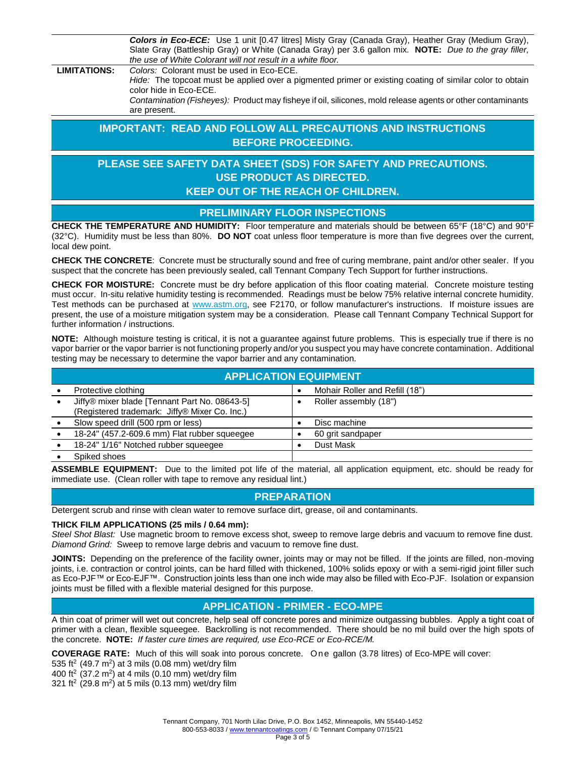| | |
|---|---|
| | ***Colors in Eco-ECE:*** Use 1 unit [0.47 litres] Misty Gray (Canada Gray), Heather Gray (Medium Gray), Slate Gray (Battleship Gray) or White (Canada Gray) per 3.6 gallon mix. **NOTE:** *Due to the gray filler, the use of White Colorant will not result in a white floor.* |
| **LIMITATIONS:** | *Colors:* Colorant must be used in Eco-ECE.<br>*Hide:* The topcoat must be applied over a pigmented primer or existing coating of similar color to obtain color hide in Eco-ECE.<br>*Contamination (Fisheyes):* Product may fisheye if oil, silicones, mold release agents or other contaminants are present. |

## IMPORTANT: READ AND FOLLOW ALL PRECAUTIONS AND INSTRUCTIONS BEFORE PROCEEDING.

## PLEASE SEE SAFETY DATA SHEET (SDS) FOR SAFETY AND PRECAUTIONS. USE PRODUCT AS DIRECTED. KEEP OUT OF THE REACH OF CHILDREN.

## PRELIMINARY FLOOR INSPECTIONS

**CHECK THE TEMPERATURE AND HUMIDITY:** Floor temperature and materials should be between 65°F (18°C) and 90°F (32°C). Humidity must be less than 80%. **DO NOT** coat unless floor temperature is more than five degrees over the current, local dew point.

**CHECK THE CONCRETE**: Concrete must be structurally sound and free of curing membrane, paint and/or other sealer. If you suspect that the concrete has been previously sealed, call Tennant Company Tech Support for further instructions.

**CHECK FOR MOISTURE:** Concrete must be dry before application of this floor coating material. Concrete moisture testing must occur. In-situ relative humidity testing is recommended. Readings must be below 75% relative internal concrete humidity. Test methods can be purchased at www.astm.org, see F2170, or follow manufacturer's instructions. If moisture issues are present, the use of a moisture mitigation system may be a consideration. Please call Tennant Company Technical Support for further information / instructions.

**NOTE:** Although moisture testing is critical, it is not a guarantee against future problems. This is especially true if there is no vapor barrier or the vapor barrier is not functioning properly and/or you suspect you may have concrete contamination. Additional testing may be necessary to determine the vapor barrier and any contamination.

## APPLICATION EQUIPMENT

| | |
|---|---|
| • Protective clothing | • Mohair Roller and Refill (18") |
| • Jiffy® mixer blade [Tennant Part No. 08643-5] (Registered trademark: Jiffy® Mixer Co. Inc.) | • Roller assembly (18") |
| • Slow speed drill (500 rpm or less) | • Disc machine |
| • 18-24" (457.2-609.6 mm) Flat rubber squeegee | • 60 grit sandpaper |
| • 18-24" 1/16" Notched rubber squeegee | • Dust Mask |
| • Spiked shoes | |

**ASSEMBLE EQUIPMENT:** Due to the limited pot life of the material, all application equipment, etc. should be ready for immediate use. (Clean roller with tape to remove any residual lint.)

## PREPARATION

Detergent scrub and rinse with clean water to remove surface dirt, grease, oil and contaminants.

**THICK FILM APPLICATIONS (25 mils / 0.64 mm):**
*Steel Shot Blast:* Use magnetic broom to remove excess shot, sweep to remove large debris and vacuum to remove fine dust.
*Diamond Grind:* Sweep to remove large debris and vacuum to remove fine dust.

**JOINTS:** Depending on the preference of the facility owner, joints may or may not be filled. If the joints are filled, non-moving joints, i.e. contraction or control joints, can be hard filled with thickened, 100% solids epoxy or with a semi-rigid joint filler such as Eco-PJF™ or Eco-EJF™. Construction joints less than one inch wide may also be filled with Eco-PJF. Isolation or expansion joints must be filled with a flexible material designed for this purpose.

## APPLICATION - PRIMER - ECO-MPE

A thin coat of primer will wet out concrete, help seal off concrete pores and minimize outgassing bubbles. Apply a tight coat of primer with a clean, flexible squeegee. Backrolling is not recommended. There should be no mil build over the high spots of the concrete. **NOTE:** *If faster cure times are required, use Eco-RCE or Eco-RCE/M.*

**COVERAGE RATE:** Much of this will soak into porous concrete. One gallon (3.78 litres) of Eco-MPE will cover:
535 $ft^2$ (49.7 $m^2$) at 3 mils (0.08 mm) wet/dry film
400 $ft^2$ (37.2 $m^2$) at 4 mils (0.10 mm) wet/dry film
321 $ft^2$ (29.8 $m^2$) at 5 mils (0.13 mm) wet/dry film

Tennant Company, 701 North Lilac Drive, P.O. Box 1452, Minneapolis, MN 55440-1452
800-553-8033 / www.tennantcoatings.com / © Tennant Company 07/15/21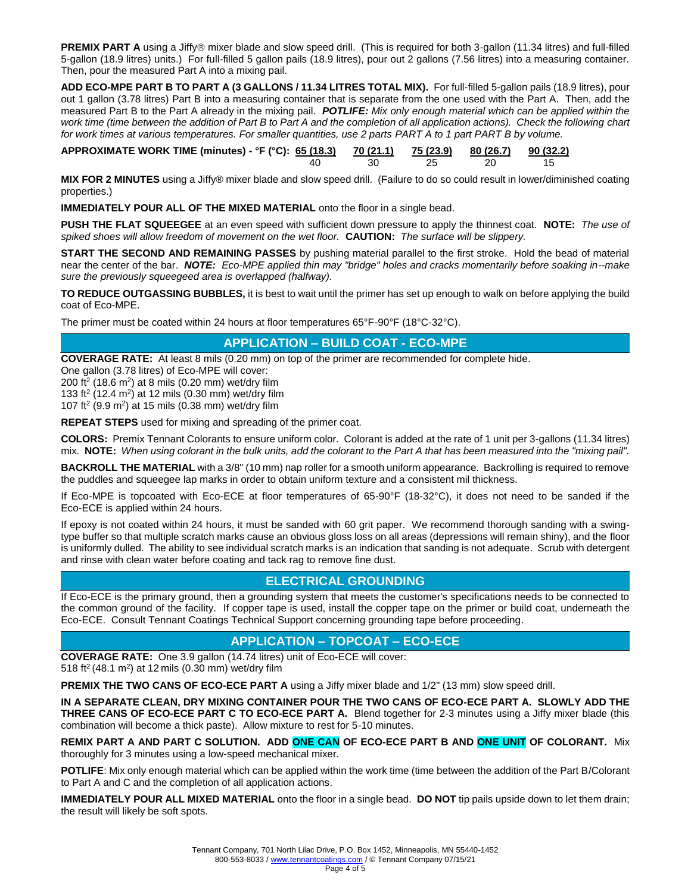**PREMIX PART A** using a Jiffy® mixer blade and slow speed drill. (This is required for both 3-gallon (11.34 litres) and full-filled 5-gallon (18.9 litres) units.) For full-filled 5 gallon pails (18.9 litres), pour out 2 gallons (7.56 litres) into a measuring container. Then, pour the measured Part A into a mixing pail.

**ADD ECO-MPE PART B TO PART A (3 GALLONS / 11.34 LITRES TOTAL MIX).** For full-filled 5-gallon pails (18.9 litres), pour out 1 gallon (3.78 litres) Part B into a measuring container that is separate from the one used with the Part A. Then, add the measured Part B to the Part A already in the mixing pail. ***POTLIFE:*** *Mix only enough material which can be applied within the work time (time between the addition of Part B to Part A and the completion of all application actions). Check the following chart for work times at various temperatures. For smaller quantities, use 2 parts PART A to 1 part PART B by volume.*

| APPROXIMATE WORK TIME (minutes) - °F (°C): | 65 (18.3) | 70 (21.1) | 75 (23.9) | 80 (26.7) | 90 (32.2) |
|---|---|---|---|---|---|
| | 40 | 30 | 25 | 20 | 15 |

**MIX FOR 2 MINUTES** using a Jiffy® mixer blade and slow speed drill. (Failure to do so could result in lower/diminished coating properties.)

**IMMEDIATELY POUR ALL OF THE MIXED MATERIAL** onto the floor in a single bead.

**PUSH THE FLAT SQUEEGEE** at an even speed with sufficient down pressure to apply the thinnest coat. **NOTE:** *The use of spiked shoes will allow freedom of movement on the wet floor.* **CAUTION:** *The surface will be slippery.*

**START THE SECOND AND REMAINING PASSES** by pushing material parallel to the first stroke. Hold the bead of material near the center of the bar. ***NOTE:*** *Eco-MPE applied thin may "bridge" holes and cracks momentarily before soaking in--make sure the previously squeegeed area is overlapped (halfway).*

**TO REDUCE OUTGASSING BUBBLES,** it is best to wait until the primer has set up enough to walk on before applying the build coat of Eco-MPE.

The primer must be coated within 24 hours at floor temperatures 65°F-90°F (18°C-32°C).

## APPLICATION – BUILD COAT - ECO-MPE

**COVERAGE RATE:** At least 8 mils (0.20 mm) on top of the primer are recommended for complete hide.
One gallon (3.78 litres) of Eco-MPE will cover:
200 ft$^2$ (18.6 m$^2$) at 8 mils (0.20 mm) wet/dry film
133 ft$^2$ (12.4 m$^2$) at 12 mils (0.30 mm) wet/dry film
107 ft$^2$ (9.9 m$^2$) at 15 mils (0.38 mm) wet/dry film

**REPEAT STEPS** used for mixing and spreading of the primer coat.

**COLORS:** Premix Tennant Colorants to ensure uniform color. Colorant is added at the rate of 1 unit per 3-gallons (11.34 litres) mix. **NOTE:** *When using colorant in the bulk units, add the colorant to the Part A that has been measured into the "mixing pail".*

**BACKROLL THE MATERIAL** with a 3/8" (10 mm) nap roller for a smooth uniform appearance. Backrolling is required to remove the puddles and squeegee lap marks in order to obtain uniform texture and a consistent mil thickness.

If Eco-MPE is topcoated with Eco-ECE at floor temperatures of 65-90°F (18-32°C), it does not need to be sanded if the Eco-ECE is applied within 24 hours.

If epoxy is not coated within 24 hours, it must be sanded with 60 grit paper. We recommend thorough sanding with a swing-type buffer so that multiple scratch marks cause an obvious gloss loss on all areas (depressions will remain shiny), and the floor is uniformly dulled. The ability to see individual scratch marks is an indication that sanding is not adequate. Scrub with detergent and rinse with clean water before coating and tack rag to remove fine dust.

## ELECTRICAL GROUNDING

If Eco-ECE is the primary ground, then a grounding system that meets the customer's specifications needs to be connected to the common ground of the facility. If copper tape is used, install the copper tape on the primer or build coat, underneath the Eco-ECE. Consult Tennant Coatings Technical Support concerning grounding tape before proceeding.

## APPLICATION – TOPCOAT – ECO-ECE

**COVERAGE RATE:** One 3.9 gallon (14.74 litres) unit of Eco-ECE will cover:
518 ft$^2$ (48.1 m$^2$) at 12 mils (0.30 mm) wet/dry film

**PREMIX THE TWO CANS OF ECO-ECE PART A** using a Jiffy mixer blade and 1/2" (13 mm) slow speed drill.

**IN A SEPARATE CLEAN, DRY MIXING CONTAINER POUR THE TWO CANS OF ECO-ECE PART A. SLOWLY ADD THE THREE CANS OF ECO-ECE PART C TO ECO-ECE PART A.** Blend together for 2-3 minutes using a Jiffy mixer blade (this combination will become a thick paste). Allow mixture to rest for 5-10 minutes.

**REMIX PART A AND PART C SOLUTION. ADD ONE CAN OF ECO-ECE PART B AND ONE UNIT OF COLORANT.** Mix thoroughly for 3 minutes using a low-speed mechanical mixer.

**POTLIFE**: Mix only enough material which can be applied within the work time (time between the addition of the Part B/Colorant to Part A and C and the completion of all application actions.

**IMMEDIATELY POUR ALL MIXED MATERIAL** onto the floor in a single bead. **DO NOT** tip pails upside down to let them drain; the result will likely be soft spots.

Tennant Company, 701 North Lilac Drive, P.O. Box 1452, Minneapolis, MN 55440-1452
800-553-8033 / www.tennantcoatings.com / © Tennant Company 07/15/21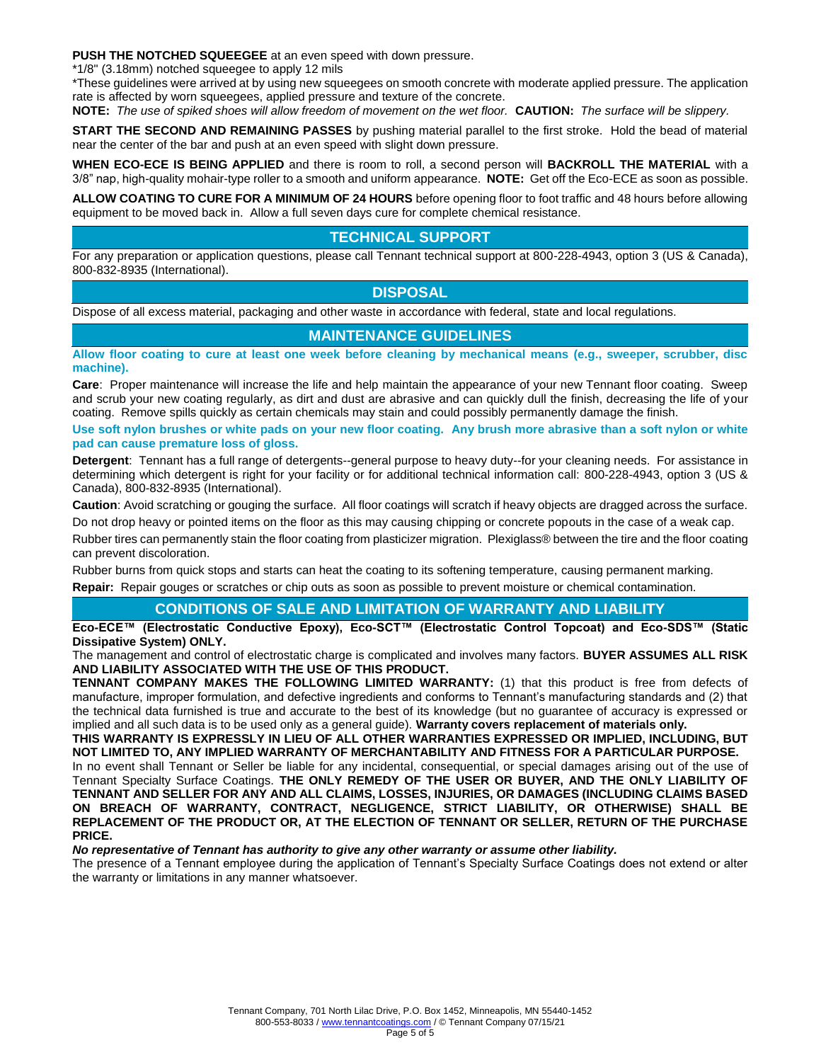**PUSH THE NOTCHED SQUEEGEE** at an even speed with down pressure.
*1/8" (3.18mm) notched squeegee to apply 12 mils
*These guidelines were arrived at by using new squeegees on smooth concrete with moderate applied pressure. The application rate is affected by worn squeegees, applied pressure and texture of the concrete.
**NOTE:** *The use of spiked shoes will allow freedom of movement on the wet floor.* **CAUTION:** *The surface will be slippery.*

**START THE SECOND AND REMAINING PASSES** by pushing material parallel to the first stroke. Hold the bead of material near the center of the bar and push at an even speed with slight down pressure.

**WHEN ECO-ECE IS BEING APPLIED** and there is room to roll, a second person will **BACKROLL THE MATERIAL** with a 3/8" nap, high-quality mohair-type roller to a smooth and uniform appearance. **NOTE:** Get off the Eco-ECE as soon as possible.

**ALLOW COATING TO CURE FOR A MINIMUM OF 24 HOURS** before opening floor to foot traffic and 48 hours before allowing equipment to be moved back in. Allow a full seven days cure for complete chemical resistance.

## TECHNICAL SUPPORT

For any preparation or application questions, please call Tennant technical support at 800-228-4943, option 3 (US & Canada), 800-832-8935 (International).

## DISPOSAL

Dispose of all excess material, packaging and other waste in accordance with federal, state and local regulations.

## MAINTENANCE GUIDELINES

**Allow floor coating to cure at least one week before cleaning by mechanical means (e.g., sweeper, scrubber, disc machine).**

**Care**: Proper maintenance will increase the life and help maintain the appearance of your new Tennant floor coating. Sweep and scrub your new coating regularly, as dirt and dust are abrasive and can quickly dull the finish, decreasing the life of your coating. Remove spills quickly as certain chemicals may stain and could possibly permanently damage the finish.

**Use soft nylon brushes or white pads on your new floor coating. Any brush more abrasive than a soft nylon or white pad can cause premature loss of gloss.**

**Detergent**: Tennant has a full range of detergents--general purpose to heavy duty--for your cleaning needs. For assistance in determining which detergent is right for your facility or for additional technical information call: 800-228-4943, option 3 (US & Canada), 800-832-8935 (International).

**Caution**: Avoid scratching or gouging the surface. All floor coatings will scratch if heavy objects are dragged across the surface.

Do not drop heavy or pointed items on the floor as this may causing chipping or concrete popouts in the case of a weak cap.

Rubber tires can permanently stain the floor coating from plasticizer migration. Plexiglass® between the tire and the floor coating can prevent discoloration.

Rubber burns from quick stops and starts can heat the coating to its softening temperature, causing permanent marking.

**Repair:** Repair gouges or scratches or chip outs as soon as possible to prevent moisture or chemical contamination.

## CONDITIONS OF SALE AND LIMITATION OF WARRANTY AND LIABILITY

**Eco-ECE™ (Electrostatic Conductive Epoxy), Eco-SCT™ (Electrostatic Control Topcoat) and Eco-SDS™ (Static Dissipative System) ONLY.**

The management and control of electrostatic charge is complicated and involves many factors. **BUYER ASSUMES ALL RISK AND LIABILITY ASSOCIATED WITH THE USE OF THIS PRODUCT.**

**TENNANT COMPANY MAKES THE FOLLOWING LIMITED WARRANTY:** (1) that this product is free from defects of manufacture, improper formulation, and defective ingredients and conforms to Tennant's manufacturing standards and (2) that the technical data furnished is true and accurate to the best of its knowledge (but no guarantee of accuracy is expressed or implied and all such data is to be used only as a general guide). **Warranty covers replacement of materials only.**

**THIS WARRANTY IS EXPRESSLY IN LIEU OF ALL OTHER WARRANTIES EXPRESSED OR IMPLIED, INCLUDING, BUT NOT LIMITED TO, ANY IMPLIED WARRANTY OF MERCHANTABILITY AND FITNESS FOR A PARTICULAR PURPOSE.**

In no event shall Tennant or Seller be liable for any incidental, consequential, or special damages arising out of the use of Tennant Specialty Surface Coatings. **THE ONLY REMEDY OF THE USER OR BUYER, AND THE ONLY LIABILITY OF TENNANT AND SELLER FOR ANY AND ALL CLAIMS, LOSSES, INJURIES, OR DAMAGES (INCLUDING CLAIMS BASED ON BREACH OF WARRANTY, CONTRACT, NEGLIGENCE, STRICT LIABILITY, OR OTHERWISE) SHALL BE REPLACEMENT OF THE PRODUCT OR, AT THE ELECTION OF TENNANT OR SELLER, RETURN OF THE PURCHASE PRICE.**

***No representative of Tennant has authority to give any other warranty or assume other liability.***

The presence of a Tennant employee during the application of Tennant's Specialty Surface Coatings does not extend or alter the warranty or limitations in any manner whatsoever.

Tennant Company, 701 North Lilac Drive, P.O. Box 1452, Minneapolis, MN 55440-1452
800-553-8033 / www.tennantcoatings.com / © Tennant Company 07/15/21